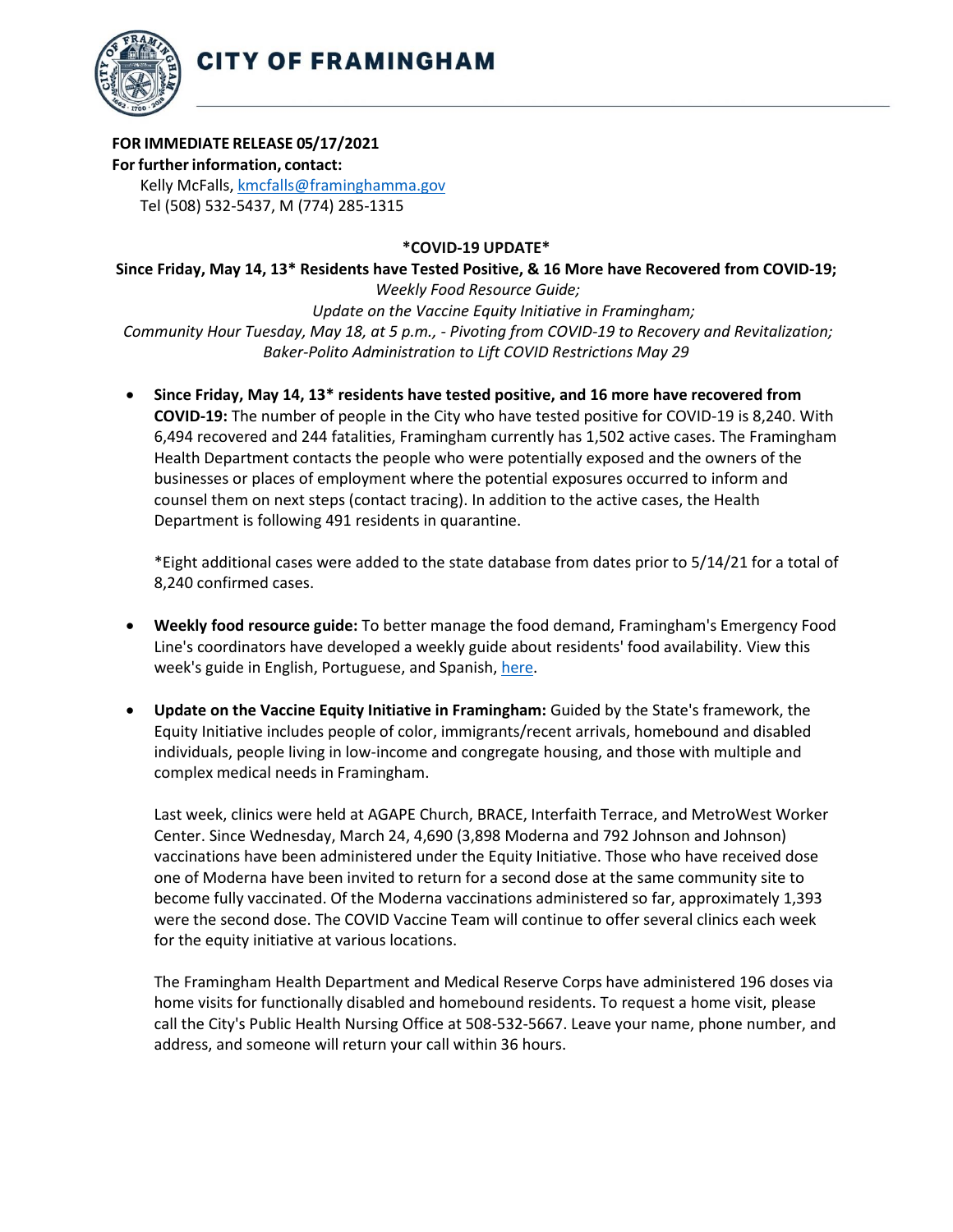# CITY OF FRAMINGHAM

**FOR IMMEDIATE RELEASE 05/17/2021**
**For further information, contact:**
Kelly McFalls, [kmcfalls@framinghamma.gov](mailto:kmcfalls@framinghamma.gov)
Tel (508) 532-5437, M (774) 285-1315

## *COVID-19 UPDATE*

**Since Friday, May 14, 13* Residents have Tested Positive, & 16 More have Recovered from COVID-19;**
*Weekly Food Resource Guide;*
*Update on the Vaccine Equity Initiative in Framingham;*
*Community Hour Tuesday, May 18, at 5 p.m., - Pivoting from COVID-19 to Recovery and Revitalization;*
*Baker-Polito Administration to Lift COVID Restrictions May 29*

- **Since Friday, May 14, 13* residents have tested positive, and 16 more have recovered from COVID-19:** The number of people in the City who have tested positive for COVID-19 is 8,240. With 6,494 recovered and 244 fatalities, Framingham currently has 1,502 active cases. The Framingham Health Department contacts the people who were potentially exposed and the owners of the businesses or places of employment where the potential exposures occurred to inform and counsel them on next steps (contact tracing). In addition to the active cases, the Health Department is following 491 residents in quarantine.

  *Eight additional cases were added to the state database from dates prior to 5/14/21 for a total of 8,240 confirmed cases.

- **Weekly food resource guide:** To better manage the food demand, Framingham's Emergency Food Line's coordinators have developed a weekly guide about residents' food availability. View this week's guide in English, Portuguese, and Spanish, [here](#).

- **Update on the Vaccine Equity Initiative in Framingham:** Guided by the State's framework, the Equity Initiative includes people of color, immigrants/recent arrivals, homebound and disabled individuals, people living in low-income and congregate housing, and those with multiple and complex medical needs in Framingham.

  Last week, clinics were held at AGAPE Church, BRACE, Interfaith Terrace, and MetroWest Worker Center. Since Wednesday, March 24, 4,690 (3,898 Moderna and 792 Johnson and Johnson) vaccinations have been administered under the Equity Initiative. Those who have received dose one of Moderna have been invited to return for a second dose at the same community site to become fully vaccinated. Of the Moderna vaccinations administered so far, approximately 1,393 were the second dose. The COVID Vaccine Team will continue to offer several clinics each week for the equity initiative at various locations.

  The Framingham Health Department and Medical Reserve Corps have administered 196 doses via home visits for functionally disabled and homebound residents. To request a home visit, please call the City's Public Health Nursing Office at 508-532-5667. Leave your name, phone number, and address, and someone will return your call within 36 hours.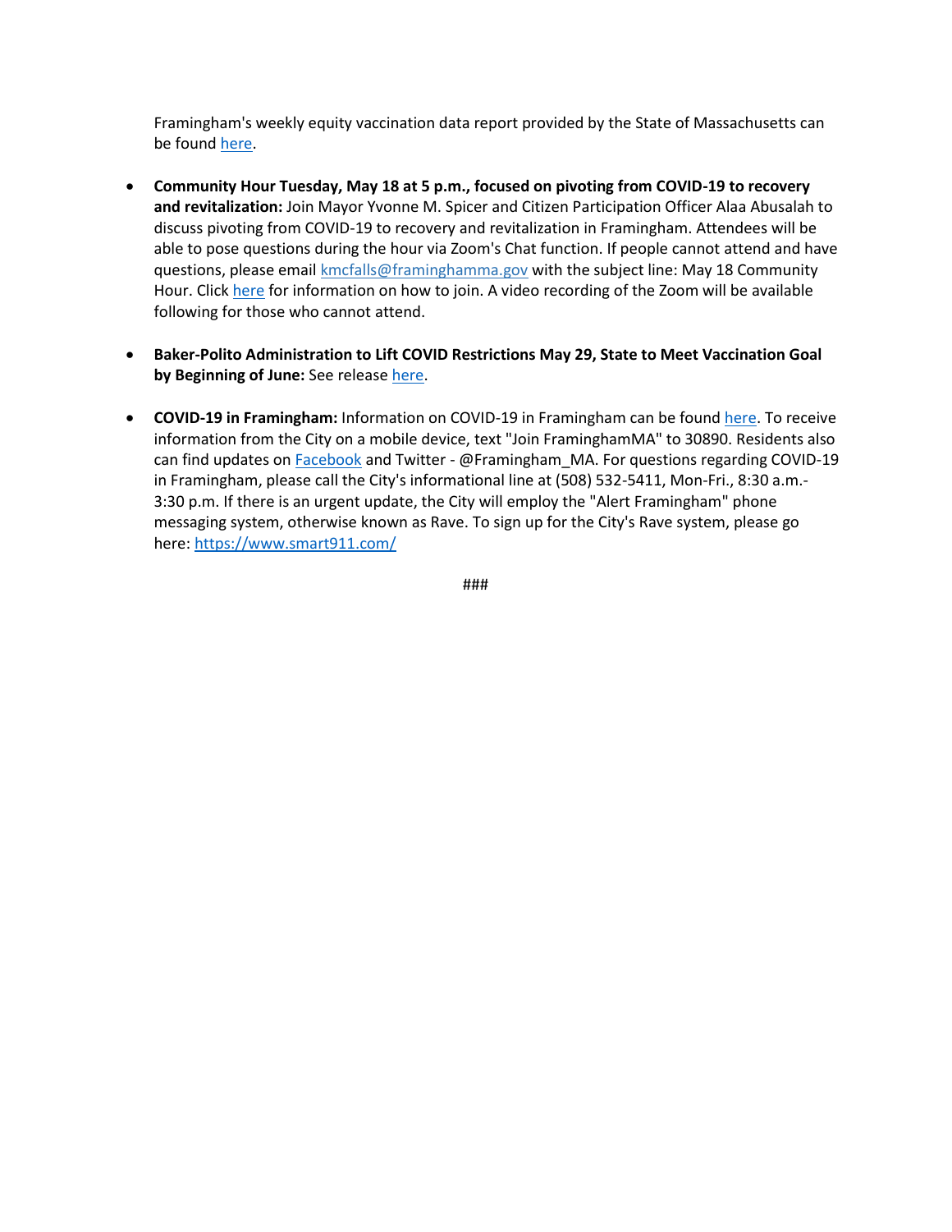Framingham's weekly equity vaccination data report provided by the State of Massachusetts can be found here.

- **Community Hour Tuesday, May 18 at 5 p.m., focused on pivoting from COVID-19 to recovery and revitalization:** Join Mayor Yvonne M. Spicer and Citizen Participation Officer Alaa Abusalah to discuss pivoting from COVID-19 to recovery and revitalization in Framingham. Attendees will be able to pose questions during the hour via Zoom's Chat function. If people cannot attend and have questions, please email kmcfalls@framinghamma.gov with the subject line: May 18 Community Hour. Click here for information on how to join. A video recording of the Zoom will be available following for those who cannot attend.

- **Baker-Polito Administration to Lift COVID Restrictions May 29, State to Meet Vaccination Goal by Beginning of June:** See release here.

- **COVID-19 in Framingham:** Information on COVID-19 in Framingham can be found here. To receive information from the City on a mobile device, text "Join FraminghamMA" to 30890. Residents also can find updates on Facebook and Twitter - @Framingham_MA. For questions regarding COVID-19 in Framingham, please call the City's informational line at (508) 532-5411, Mon-Fri., 8:30 a.m.-3:30 p.m. If there is an urgent update, the City will employ the "Alert Framingham" phone messaging system, otherwise known as Rave. To sign up for the City's Rave system, please go here: https://www.smart911.com/

###